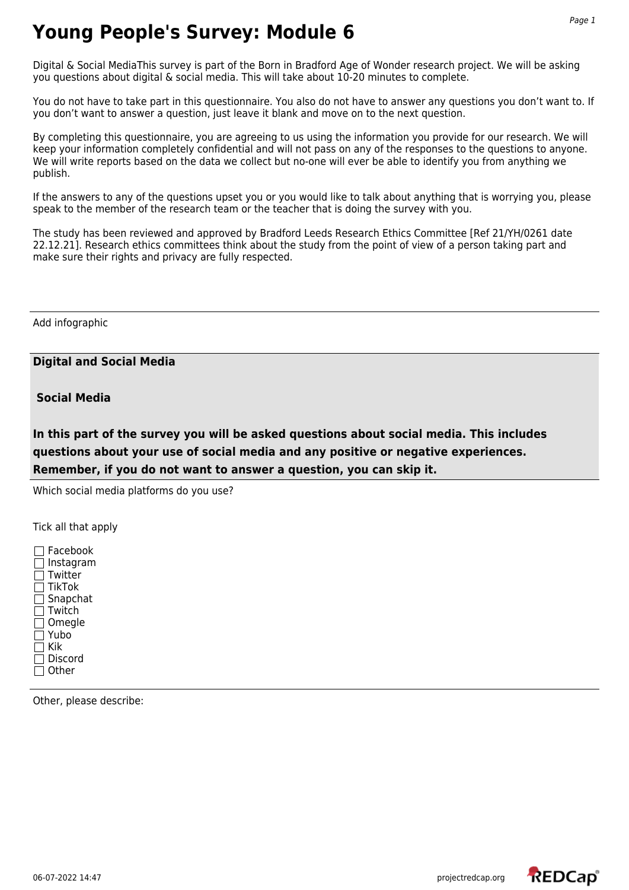# Young People's Survey: Module 6

Digital & Social MediaThis survey is part of the Born in Bradford Age of Wonder research project. We will be asking you questions about digital & social media. This will take about 10-20 minutes to complete.

You do not have to take part in this questionnaire. You also do not have to answer any questions you don't want to. If you don't want to answer a question, just leave it blank and move on to the next question.

By completing this questionnaire, you are agreeing to us using the information you provide for our research. We will keep your information completely confidential and will not pass on any of the responses to the questions to anyone. We will write reports based on the data we collect but no-one will ever be able to identify you from anything we publish.

If the answers to any of the questions upset you or you would like to talk about anything that is worrying you, please speak to the member of the research team or the teacher that is doing the survey with you.

The study has been reviewed and approved by Bradford Leeds Research Ethics Committee [Ref 21/YH/0261 date 22.12.21]. Research ethics committees think about the study from the point of view of a person taking part and make sure their rights and privacy are fully respected.

---

Add infographic

## Digital and Social Media

### Social Media

**In this part of the survey you will be asked questions about social media. This includes questions about your use of social media and any positive or negative experiences. Remember, if you do not want to answer a question, you can skip it.**

Which social media platforms do you use?

Tick all that apply

- ☐ Facebook
- ☐ Instagram
- ☐ Twitter
- ☐ TikTok
- ☐ Snapchat
- ☐ Twitch
- ☐ Omegle
- ☐ Yubo
- ☐ Kik
- ☐ Discord
- ☐ Other

---

Other, please describe: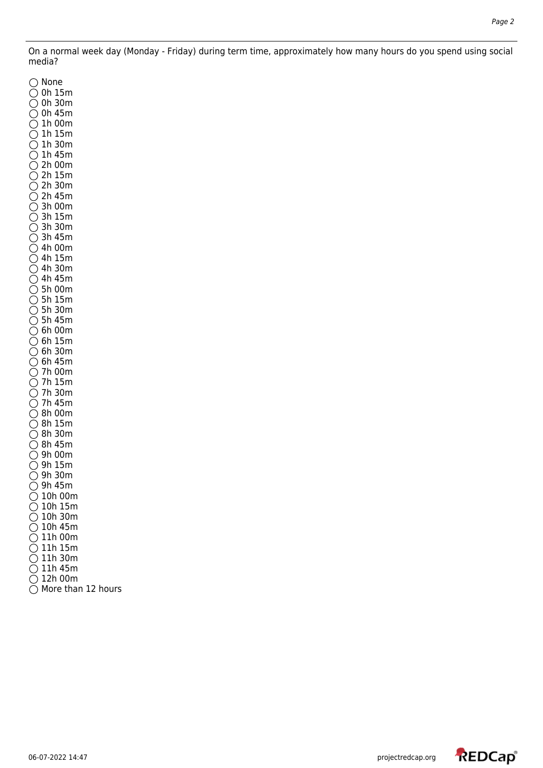On a normal week day (Monday - Friday) during term time, approximately how many hours do you spend using social media?

◯ None
◯ 0h 15m
◯ 0h 30m
◯ 0h 45m
◯ 1h 00m
◯ 1h 15m
◯ 1h 30m
◯ 1h 45m
◯ 2h 00m
◯ 2h 15m
◯ 2h 30m
◯ 2h 45m
◯ 3h 00m
◯ 3h 15m
◯ 3h 30m
◯ 3h 45m
◯ 4h 00m
◯ 4h 15m
◯ 4h 30m
◯ 4h 45m
◯ 5h 00m
◯ 5h 15m
◯ 5h 30m
◯ 5h 45m
◯ 6h 00m
◯ 6h 15m
◯ 6h 30m
◯ 6h 45m
◯ 7h 00m
◯ 7h 15m
◯ 7h 30m
◯ 7h 45m
◯ 8h 00m
◯ 8h 15m
◯ 8h 30m
◯ 8h 45m
◯ 9h 00m
◯ 9h 15m
◯ 9h 30m
◯ 9h 45m
◯ 10h 00m
◯ 10h 15m
◯ 10h 30m
◯ 10h 45m
◯ 11h 00m
◯ 11h 15m
◯ 11h 30m
◯ 11h 45m
◯ 12h 00m
◯ More than 12 hours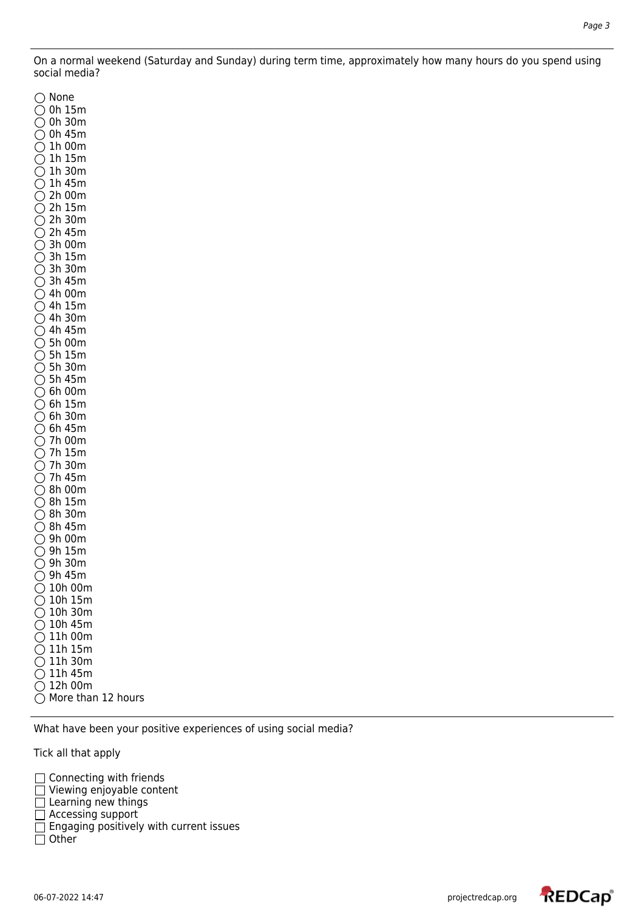On a normal weekend (Saturday and Sunday) during term time, approximately how many hours do you spend using social media?

- ◯ None
- ◯ 0h 15m
- ◯ 0h 30m
- ◯ 0h 45m
- ◯ 1h 00m
- ◯ 1h 15m
- ◯ 1h 30m
- ◯ 1h 45m
- ◯ 2h 00m
- ◯ 2h 15m
- ◯ 2h 30m
- ◯ 2h 45m
- ◯ 3h 00m
- ◯ 3h 15m
- ◯ 3h 30m
- ◯ 3h 45m
- ◯ 4h 00m
- ◯ 4h 15m
- ◯ 4h 30m
- ◯ 4h 45m
- ◯ 5h 00m
- ◯ 5h 15m
- ◯ 5h 30m
- ◯ 5h 45m
- ◯ 6h 00m
- ◯ 6h 15m
- ◯ 6h 30m
- ◯ 6h 45m
- ◯ 7h 00m
- ◯ 7h 15m
- ◯ 7h 30m
- ◯ 7h 45m
- ◯ 8h 00m
- ◯ 8h 15m
- ◯ 8h 30m
- ◯ 8h 45m
- ◯ 9h 00m
- ◯ 9h 15m
- ◯ 9h 30m
- ◯ 9h 45m
- ◯ 10h 00m
- ◯ 10h 15m
- ◯ 10h 30m
- ◯ 10h 45m
- ◯ 11h 00m
- ◯ 11h 15m
- ◯ 11h 30m
- ◯ 11h 45m
- ◯ 12h 00m
- ◯ More than 12 hours

---

What have been your positive experiences of using social media?

Tick all that apply

- ☐ Connecting with friends
- ☐ Viewing enjoyable content
- ☐ Learning new things
- ☐ Accessing support
- ☐ Engaging positively with current issues
- ☐ Other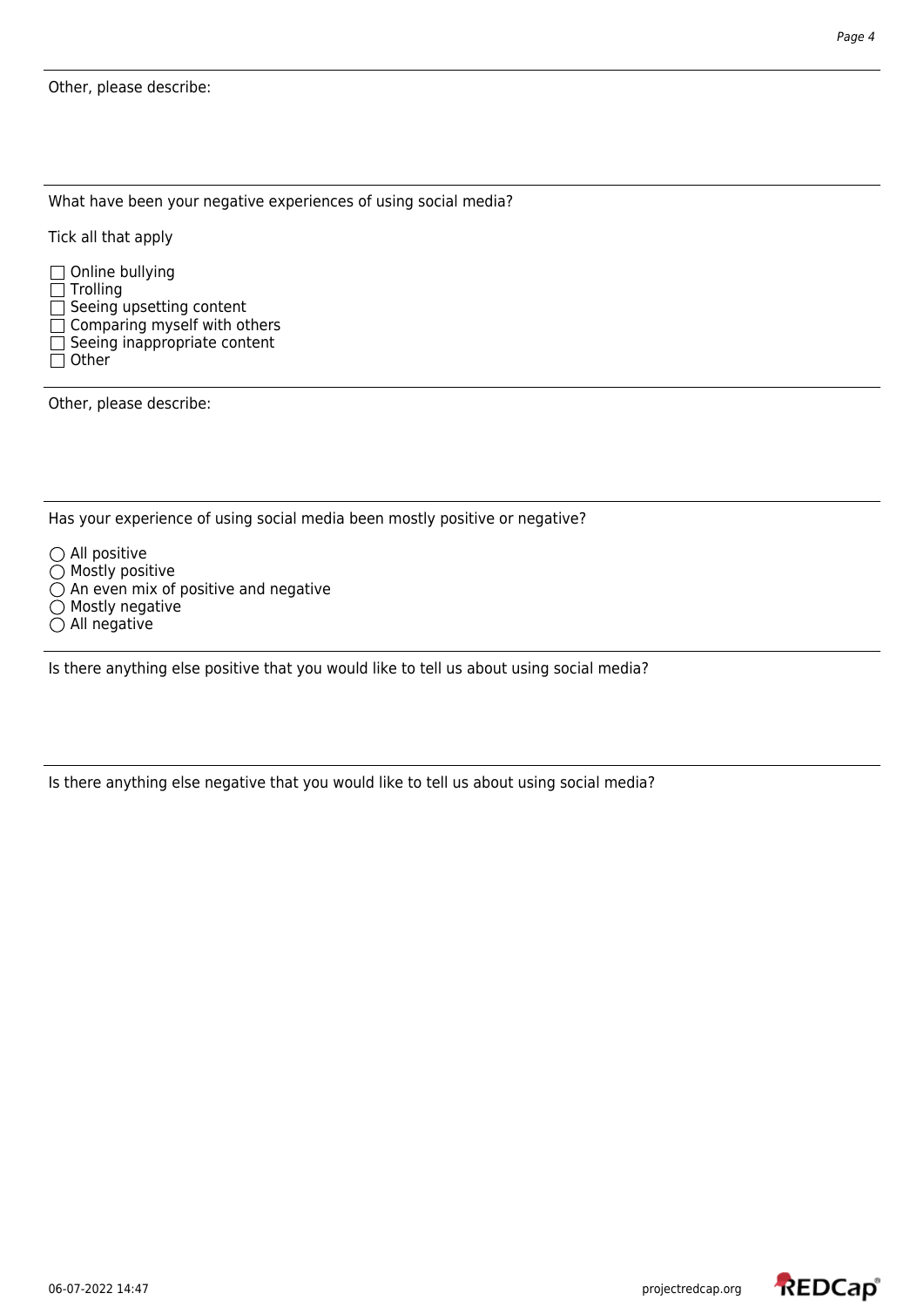Other, please describe:

---

What have been your negative experiences of using social media?

Tick all that apply

- ☐ Online bullying
- ☐ Trolling
- ☐ Seeing upsetting content
- ☐ Comparing myself with others
- ☐ Seeing inappropriate content
- ☐ Other

---

Other, please describe:

---

Has your experience of using social media been mostly positive or negative?

- ◯ All positive
- ◯ Mostly positive
- ◯ An even mix of positive and negative
- ◯ Mostly negative
- ◯ All negative

---

Is there anything else positive that you would like to tell us about using social media?

---

Is there anything else negative that you would like to tell us about using social media?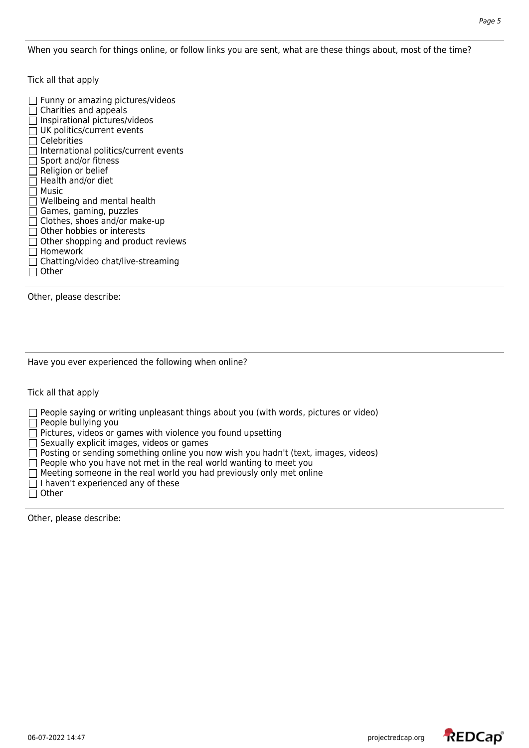When you search for things online, or follow links you are sent, what are these things about, most of the time?

Tick all that apply

- ☐ Funny or amazing pictures/videos
- ☐ Charities and appeals
- ☐ Inspirational pictures/videos
- ☐ UK politics/current events
- ☐ Celebrities
- ☐ International politics/current events
- ☐ Sport and/or fitness
- ☐ Religion or belief
- ☐ Health and/or diet
- ☐ Music
- ☐ Wellbeing and mental health
- ☐ Games, gaming, puzzles
- ☐ Clothes, shoes and/or make-up
- ☐ Other hobbies or interests
- ☐ Other shopping and product reviews
- ☐ Homework
- ☐ Chatting/video chat/live-streaming
- ☐ Other

---

Other, please describe:

---

Have you ever experienced the following when online?

Tick all that apply

- ☐ People saying or writing unpleasant things about you (with words, pictures or video)
- ☐ People bullying you
- ☐ Pictures, videos or games with violence you found upsetting
- ☐ Sexually explicit images, videos or games
- ☐ Posting or sending something online you now wish you hadn't (text, images, videos)
- ☐ People who you have not met in the real world wanting to meet you
- ☐ Meeting someone in the real world you had previously only met online
- ☐ I haven't experienced any of these
- ☐ Other

---

Other, please describe: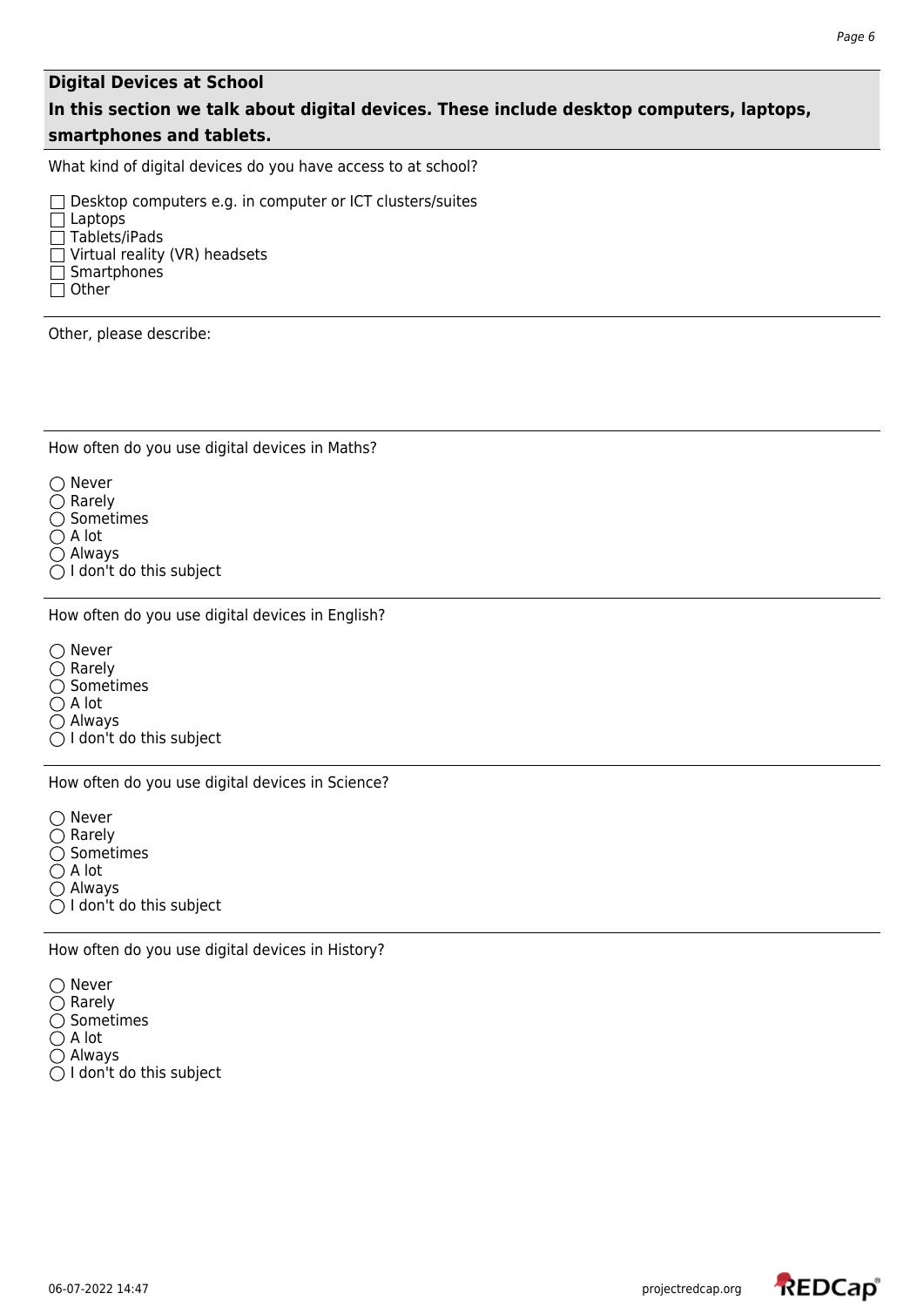## Digital Devices at School

**In this section we talk about digital devices. These include desktop computers, laptops, smartphones and tablets.**

What kind of digital devices do you have access to at school?

- ☐ Desktop computers e.g. in computer or ICT clusters/suites
- ☐ Laptops
- ☐ Tablets/iPads
- ☐ Virtual reality (VR) headsets
- ☐ Smartphones
- ☐ Other

Other, please describe:

How often do you use digital devices in Maths?

- ◯ Never
- ◯ Rarely
- ◯ Sometimes
- ◯ A lot
- ◯ Always
- ◯ I don't do this subject

How often do you use digital devices in English?

- ◯ Never
- ◯ Rarely
- ◯ Sometimes
- ◯ A lot
- ◯ Always
- ◯ I don't do this subject

How often do you use digital devices in Science?

- ◯ Never
- ◯ Rarely
- ◯ Sometimes
- ◯ A lot
- ◯ Always
- ◯ I don't do this subject

How often do you use digital devices in History?

- ◯ Never
- ◯ Rarely
- ◯ Sometimes
- ◯ A lot
- ◯ Always
- ◯ I don't do this subject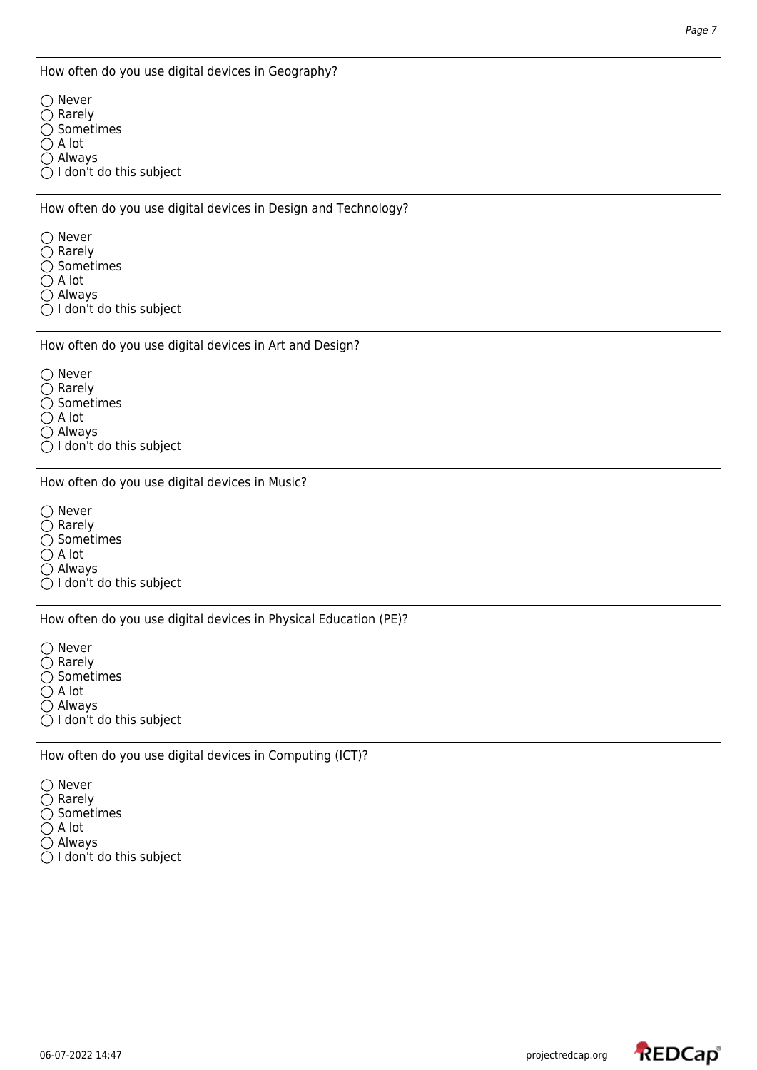How often do you use digital devices in Geography?

◯ Never
◯ Rarely
◯ Sometimes
◯ A lot
◯ Always
◯ I don't do this subject

---

How often do you use digital devices in Design and Technology?

◯ Never
◯ Rarely
◯ Sometimes
◯ A lot
◯ Always
◯ I don't do this subject

---

How often do you use digital devices in Art and Design?

◯ Never
◯ Rarely
◯ Sometimes
◯ A lot
◯ Always
◯ I don't do this subject

---

How often do you use digital devices in Music?

◯ Never
◯ Rarely
◯ Sometimes
◯ A lot
◯ Always
◯ I don't do this subject

---

How often do you use digital devices in Physical Education (PE)?

◯ Never
◯ Rarely
◯ Sometimes
◯ A lot
◯ Always
◯ I don't do this subject

---

How often do you use digital devices in Computing (ICT)?

◯ Never
◯ Rarely
◯ Sometimes
◯ A lot
◯ Always
◯ I don't do this subject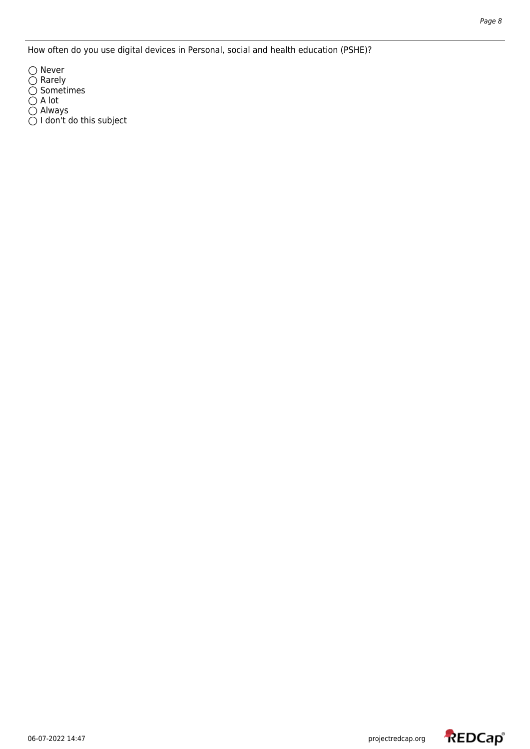How often do you use digital devices in Personal, social and health education (PSHE)?

◯ Never
◯ Rarely
◯ Sometimes
◯ A lot
◯ Always
◯ I don't do this subject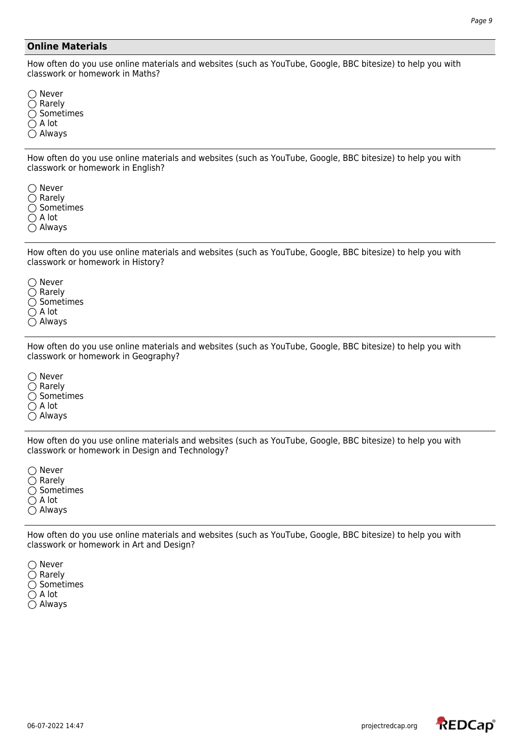## Online Materials

How often do you use online materials and websites (such as YouTube, Google, BBC bitesize) to help you with classwork or homework in Maths?

- ◯ Never
- ◯ Rarely
- ◯ Sometimes
- ◯ A lot
- ◯ Always

---

How often do you use online materials and websites (such as YouTube, Google, BBC bitesize) to help you with classwork or homework in English?

- ◯ Never
- ◯ Rarely
- ◯ Sometimes
- ◯ A lot
- ◯ Always

---

How often do you use online materials and websites (such as YouTube, Google, BBC bitesize) to help you with classwork or homework in History?

- ◯ Never
- ◯ Rarely
- ◯ Sometimes
- ◯ A lot
- ◯ Always

---

How often do you use online materials and websites (such as YouTube, Google, BBC bitesize) to help you with classwork or homework in Geography?

- ◯ Never
- ◯ Rarely
- ◯ Sometimes
- ◯ A lot
- ◯ Always

---

How often do you use online materials and websites (such as YouTube, Google, BBC bitesize) to help you with classwork or homework in Design and Technology?

- ◯ Never
- ◯ Rarely
- ◯ Sometimes
- ◯ A lot
- ◯ Always

---

How often do you use online materials and websites (such as YouTube, Google, BBC bitesize) to help you with classwork or homework in Art and Design?

- ◯ Never
- ◯ Rarely
- ◯ Sometimes
- ◯ A lot
- ◯ Always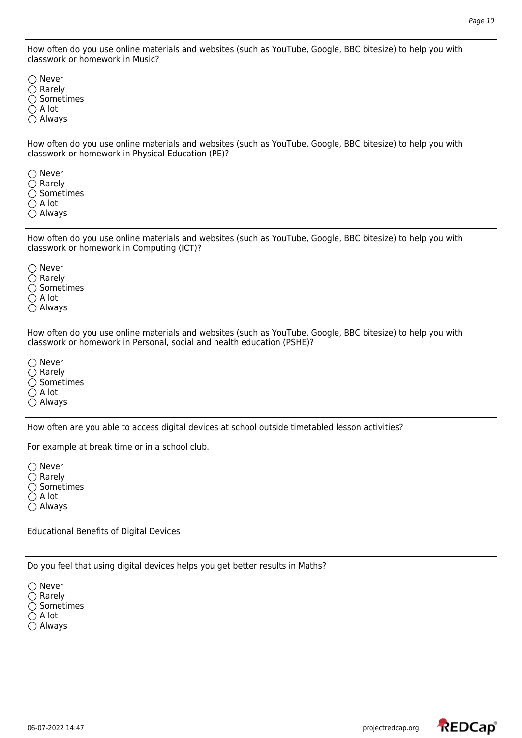How often do you use online materials and websites (such as YouTube, Google, BBC bitesize) to help you with classwork or homework in Music?

◯ Never
◯ Rarely
◯ Sometimes
◯ A lot
◯ Always

---

How often do you use online materials and websites (such as YouTube, Google, BBC bitesize) to help you with classwork or homework in Physical Education (PE)?

◯ Never
◯ Rarely
◯ Sometimes
◯ A lot
◯ Always

---

How often do you use online materials and websites (such as YouTube, Google, BBC bitesize) to help you with classwork or homework in Computing (ICT)?

◯ Never
◯ Rarely
◯ Sometimes
◯ A lot
◯ Always

---

How often do you use online materials and websites (such as YouTube, Google, BBC bitesize) to help you with classwork or homework in Personal, social and health education (PSHE)?

◯ Never
◯ Rarely
◯ Sometimes
◯ A lot
◯ Always

---

How often are you able to access digital devices at school outside timetabled lesson activities?

For example at break time or in a school club.

◯ Never
◯ Rarely
◯ Sometimes
◯ A lot
◯ Always

---

Educational Benefits of Digital Devices

---

Do you feel that using digital devices helps you get better results in Maths?

◯ Never
◯ Rarely
◯ Sometimes
◯ A lot
◯ Always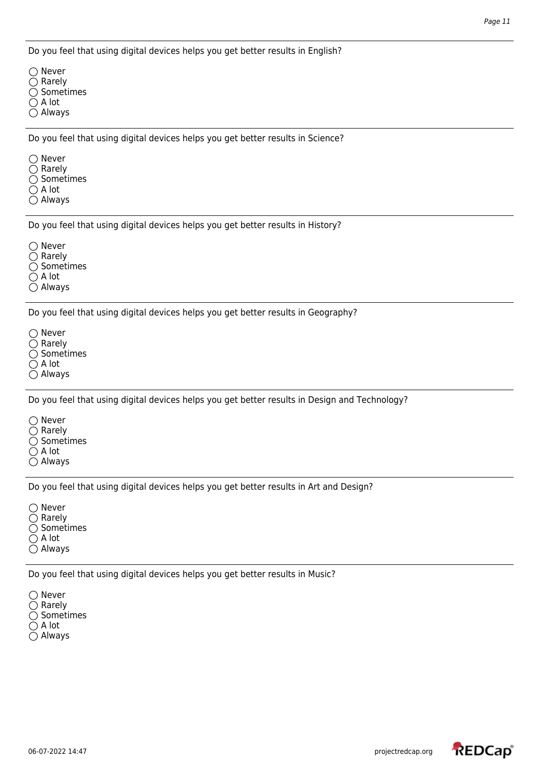Do you feel that using digital devices helps you get better results in English?

◯ Never
◯ Rarely
◯ Sometimes
◯ A lot
◯ Always

---

Do you feel that using digital devices helps you get better results in Science?

◯ Never
◯ Rarely
◯ Sometimes
◯ A lot
◯ Always

---

Do you feel that using digital devices helps you get better results in History?

◯ Never
◯ Rarely
◯ Sometimes
◯ A lot
◯ Always

---

Do you feel that using digital devices helps you get better results in Geography?

◯ Never
◯ Rarely
◯ Sometimes
◯ A lot
◯ Always

---

Do you feel that using digital devices helps you get better results in Design and Technology?

◯ Never
◯ Rarely
◯ Sometimes
◯ A lot
◯ Always

---

Do you feel that using digital devices helps you get better results in Art and Design?

◯ Never
◯ Rarely
◯ Sometimes
◯ A lot
◯ Always

---

Do you feel that using digital devices helps you get better results in Music?

◯ Never
◯ Rarely
◯ Sometimes
◯ A lot
◯ Always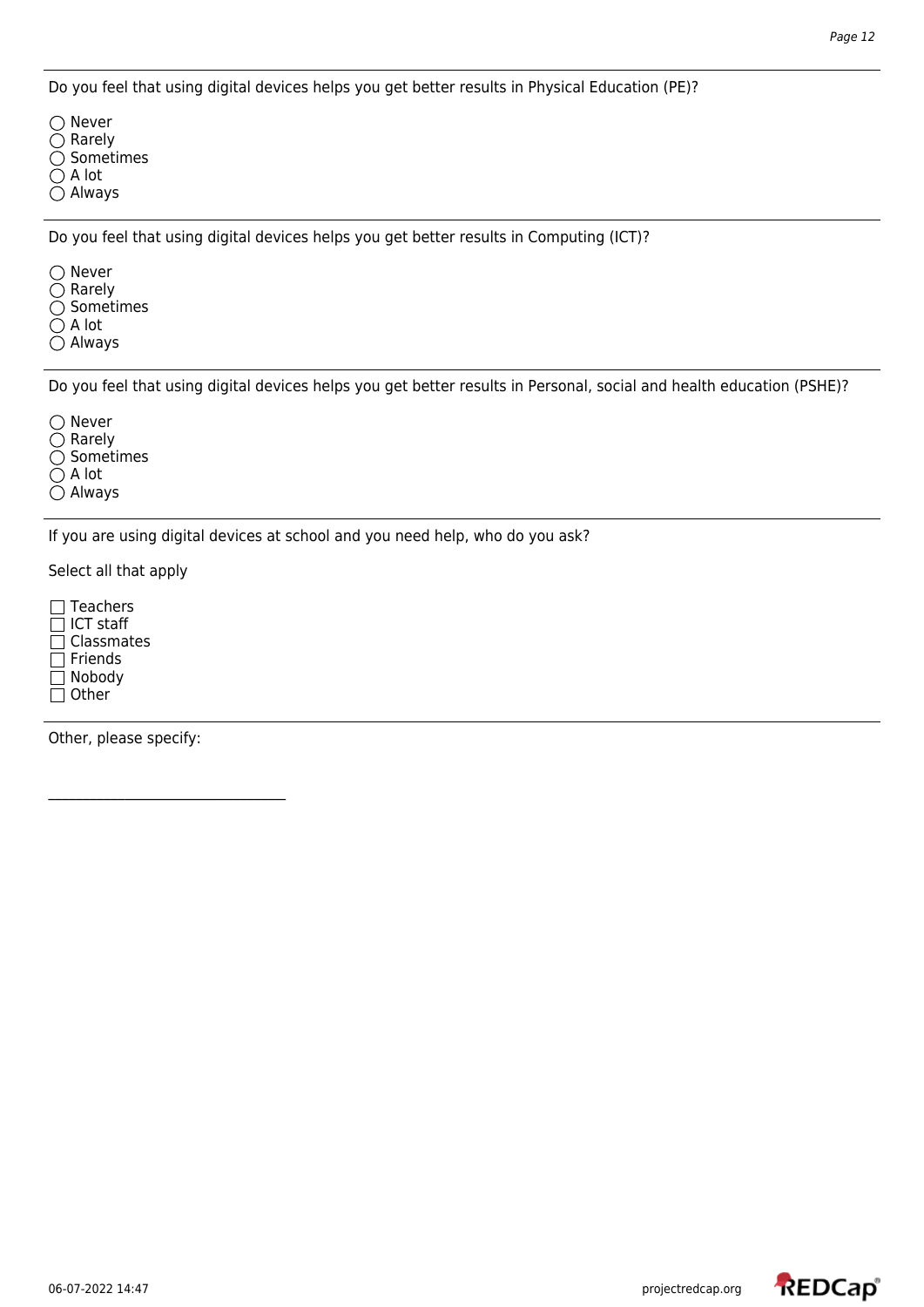Do you feel that using digital devices helps you get better results in Physical Education (PE)?

◯ Never
◯ Rarely
◯ Sometimes
◯ A lot
◯ Always

---

Do you feel that using digital devices helps you get better results in Computing (ICT)?

◯ Never
◯ Rarely
◯ Sometimes
◯ A lot
◯ Always

---

Do you feel that using digital devices helps you get better results in Personal, social and health education (PSHE)?

◯ Never
◯ Rarely
◯ Sometimes
◯ A lot
◯ Always

---

If you are using digital devices at school and you need help, who do you ask?

Select all that apply

☐ Teachers
☐ ICT staff
☐ Classmates
☐ Friends
☐ Nobody
☐ Other

---

Other, please specify:

__________________________________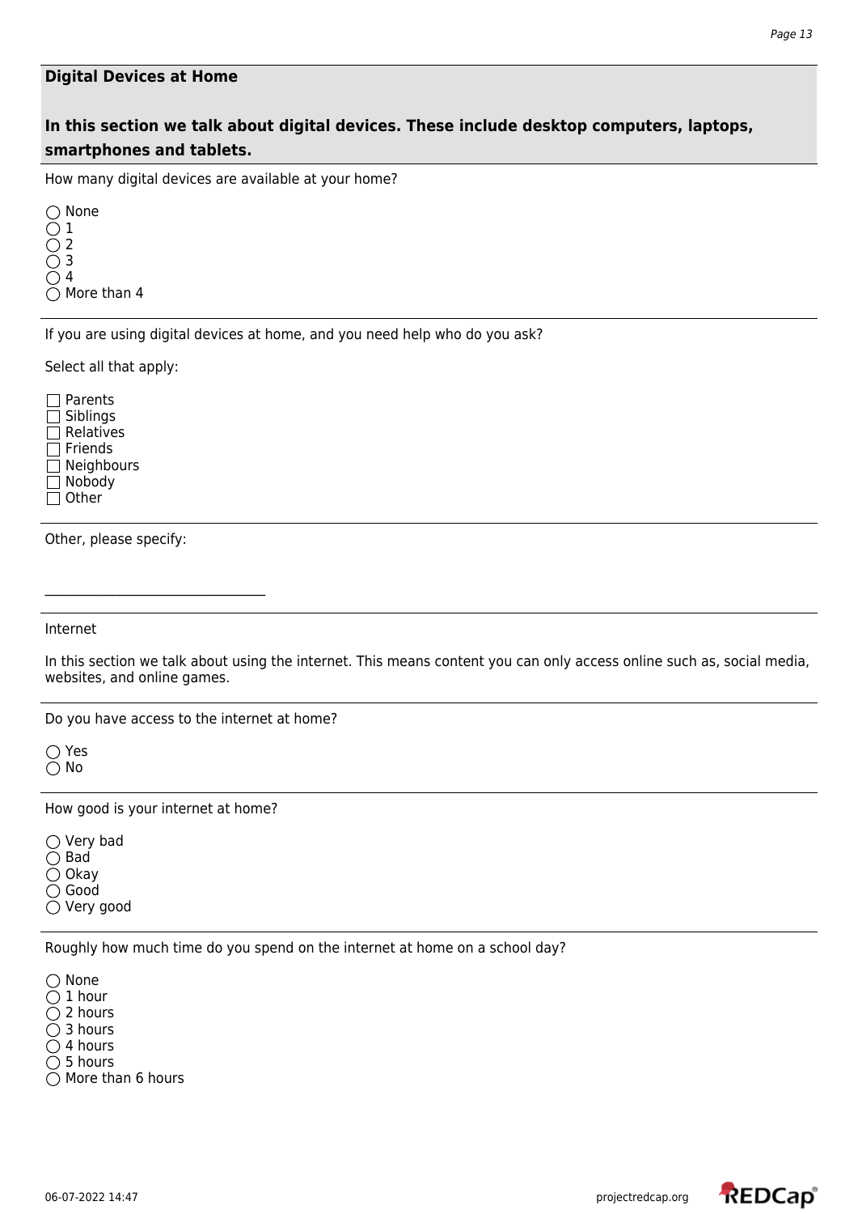## Digital Devices at Home

### In this section we talk about digital devices. These include desktop computers, laptops, smartphones and tablets.

How many digital devices are available at your home?

- ◯ None
- ◯ 1
- ◯ 2
- ◯ 3
- ◯ 4
- ◯ More than 4

If you are using digital devices at home, and you need help who do you ask?

Select all that apply:

- ☐ Parents
- ☐ Siblings
- ☐ Relatives
- ☐ Friends
- ☐ Neighbours
- ☐ Nobody
- ☐ Other

Other, please specify:

________________________________

Internet

In this section we talk about using the internet. This means content you can only access online such as, social media, websites, and online games.

Do you have access to the internet at home?

- ◯ Yes
- ◯ No

How good is your internet at home?

- ◯ Very bad
- ◯ Bad
- ◯ Okay
- ◯ Good
- ◯ Very good

Roughly how much time do you spend on the internet at home on a school day?

- ◯ None
- ◯ 1 hour
- ◯ 2 hours
- ◯ 3 hours
- ◯ 4 hours
- ◯ 5 hours
- ◯ More than 6 hours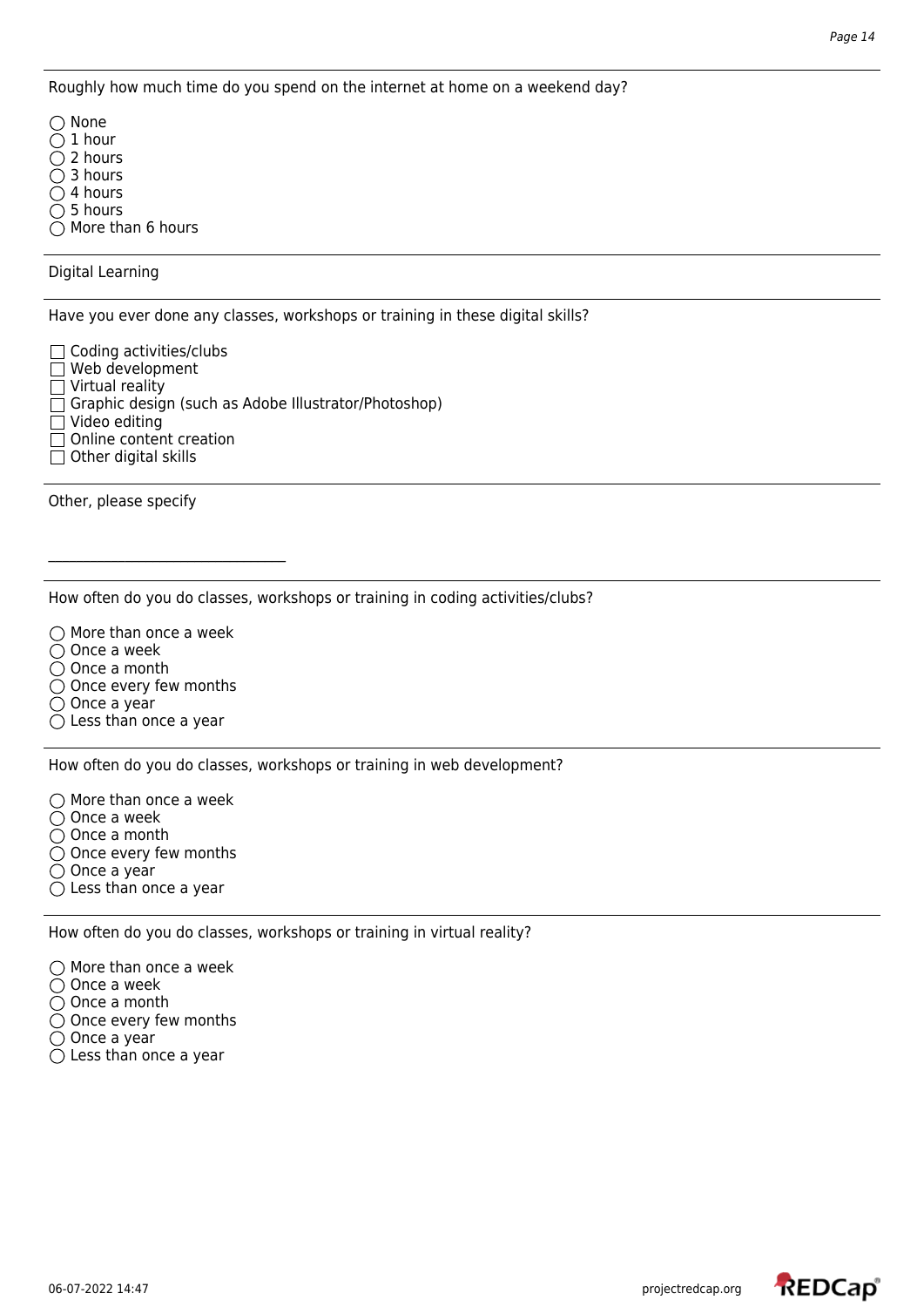Roughly how much time do you spend on the internet at home on a weekend day?

◯ None
◯ 1 hour
◯ 2 hours
◯ 3 hours
◯ 4 hours
◯ 5 hours
◯ More than 6 hours

Digital Learning

Have you ever done any classes, workshops or training in these digital skills?

☐ Coding activities/clubs
☐ Web development
☐ Virtual reality
☐ Graphic design (such as Adobe Illustrator/Photoshop)
☐ Video editing
☐ Online content creation
☐ Other digital skills

Other, please specify

__________________________________

How often do you do classes, workshops or training in coding activities/clubs?

◯ More than once a week
◯ Once a week
◯ Once a month
◯ Once every few months
◯ Once a year
◯ Less than once a year

How often do you do classes, workshops or training in web development?

◯ More than once a week
◯ Once a week
◯ Once a month
◯ Once every few months
◯ Once a year
◯ Less than once a year

How often do you do classes, workshops or training in virtual reality?

◯ More than once a week
◯ Once a week
◯ Once a month
◯ Once every few months
◯ Once a year
◯ Less than once a year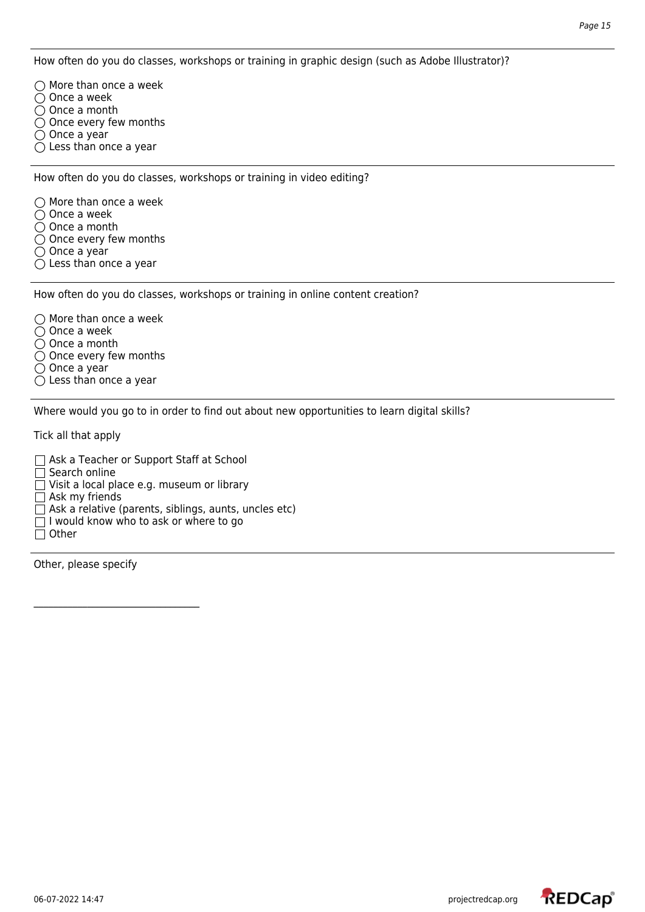How often do you do classes, workshops or training in graphic design (such as Adobe Illustrator)?

- ◯ More than once a week
- ◯ Once a week
- ◯ Once a month
- ◯ Once every few months
- ◯ Once a year
- ◯ Less than once a year

---

How often do you do classes, workshops or training in video editing?

- ◯ More than once a week
- ◯ Once a week
- ◯ Once a month
- ◯ Once every few months
- ◯ Once a year
- ◯ Less than once a year

---

How often do you do classes, workshops or training in online content creation?

- ◯ More than once a week
- ◯ Once a week
- ◯ Once a month
- ◯ Once every few months
- ◯ Once a year
- ◯ Less than once a year

---

Where would you go to in order to find out about new opportunities to learn digital skills?

Tick all that apply

- ☐ Ask a Teacher or Support Staff at School
- ☐ Search online
- ☐ Visit a local place e.g. museum or library
- ☐ Ask my friends
- ☐ Ask a relative (parents, siblings, aunts, uncles etc)
- ☐ I would know who to ask or where to go
- ☐ Other

---

Other, please specify

__________________________________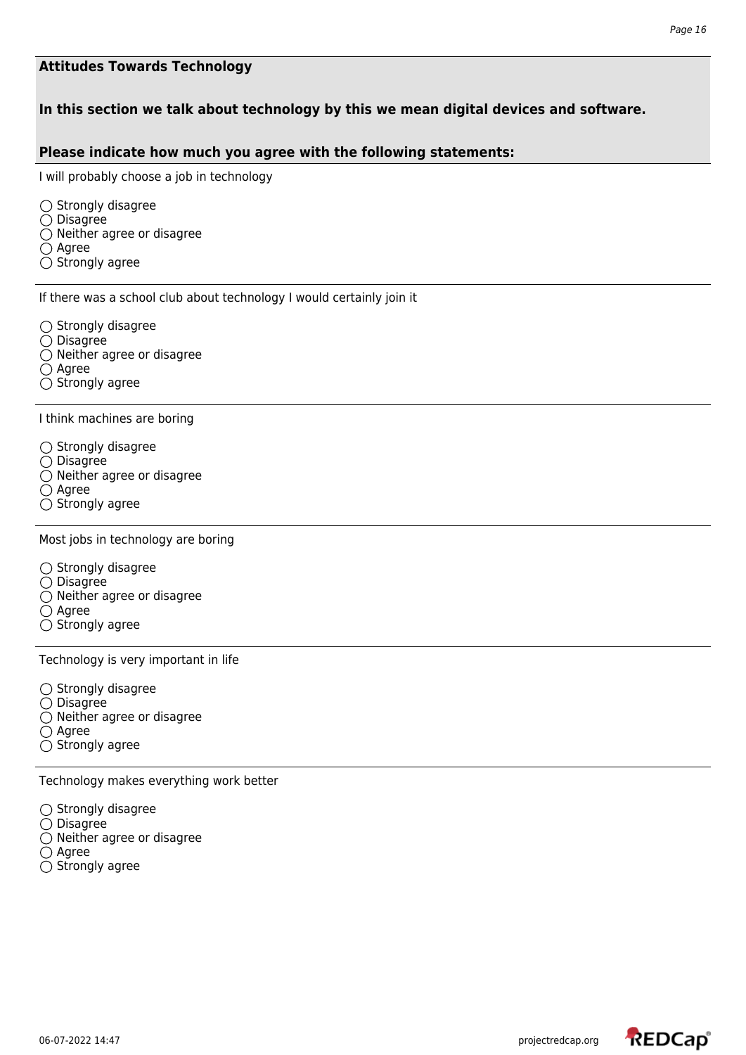**Attitudes Towards Technology**

**In this section we talk about technology by this we mean digital devices and software.**

**Please indicate how much you agree with the following statements:**

I will probably choose a job in technology

- ◯ Strongly disagree
- ◯ Disagree
- ◯ Neither agree or disagree
- ◯ Agree
- ◯ Strongly agree

If there was a school club about technology I would certainly join it

- ◯ Strongly disagree
- ◯ Disagree
- ◯ Neither agree or disagree
- ◯ Agree
- ◯ Strongly agree

I think machines are boring

- ◯ Strongly disagree
- ◯ Disagree
- ◯ Neither agree or disagree
- ◯ Agree
- ◯ Strongly agree

Most jobs in technology are boring

- ◯ Strongly disagree
- ◯ Disagree
- ◯ Neither agree or disagree
- ◯ Agree
- ◯ Strongly agree

Technology is very important in life

- ◯ Strongly disagree
- ◯ Disagree
- ◯ Neither agree or disagree
- ◯ Agree
- ◯ Strongly agree

Technology makes everything work better

- ◯ Strongly disagree
- ◯ Disagree
- ◯ Neither agree or disagree
- ◯ Agree
- ◯ Strongly agree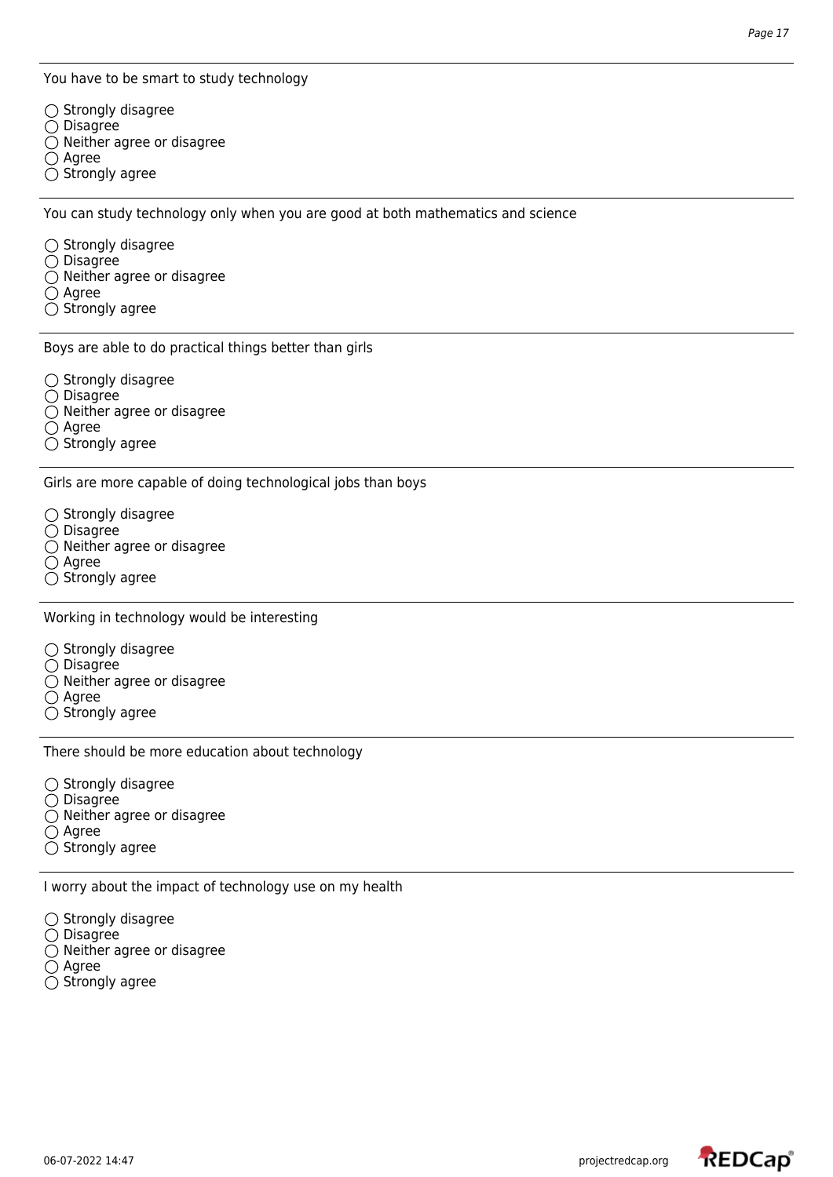---

You have to be smart to study technology

- ◯ Strongly disagree
- ◯ Disagree
- ◯ Neither agree or disagree
- ◯ Agree
- ◯ Strongly agree

---

You can study technology only when you are good at both mathematics and science

- ◯ Strongly disagree
- ◯ Disagree
- ◯ Neither agree or disagree
- ◯ Agree
- ◯ Strongly agree

---

Boys are able to do practical things better than girls

- ◯ Strongly disagree
- ◯ Disagree
- ◯ Neither agree or disagree
- ◯ Agree
- ◯ Strongly agree

---

Girls are more capable of doing technological jobs than boys

- ◯ Strongly disagree
- ◯ Disagree
- ◯ Neither agree or disagree
- ◯ Agree
- ◯ Strongly agree

---

Working in technology would be interesting

- ◯ Strongly disagree
- ◯ Disagree
- ◯ Neither agree or disagree
- ◯ Agree
- ◯ Strongly agree

---

There should be more education about technology

- ◯ Strongly disagree
- ◯ Disagree
- ◯ Neither agree or disagree
- ◯ Agree
- ◯ Strongly agree

---

I worry about the impact of technology use on my health

- ◯ Strongly disagree
- ◯ Disagree
- ◯ Neither agree or disagree
- ◯ Agree
- ◯ Strongly agree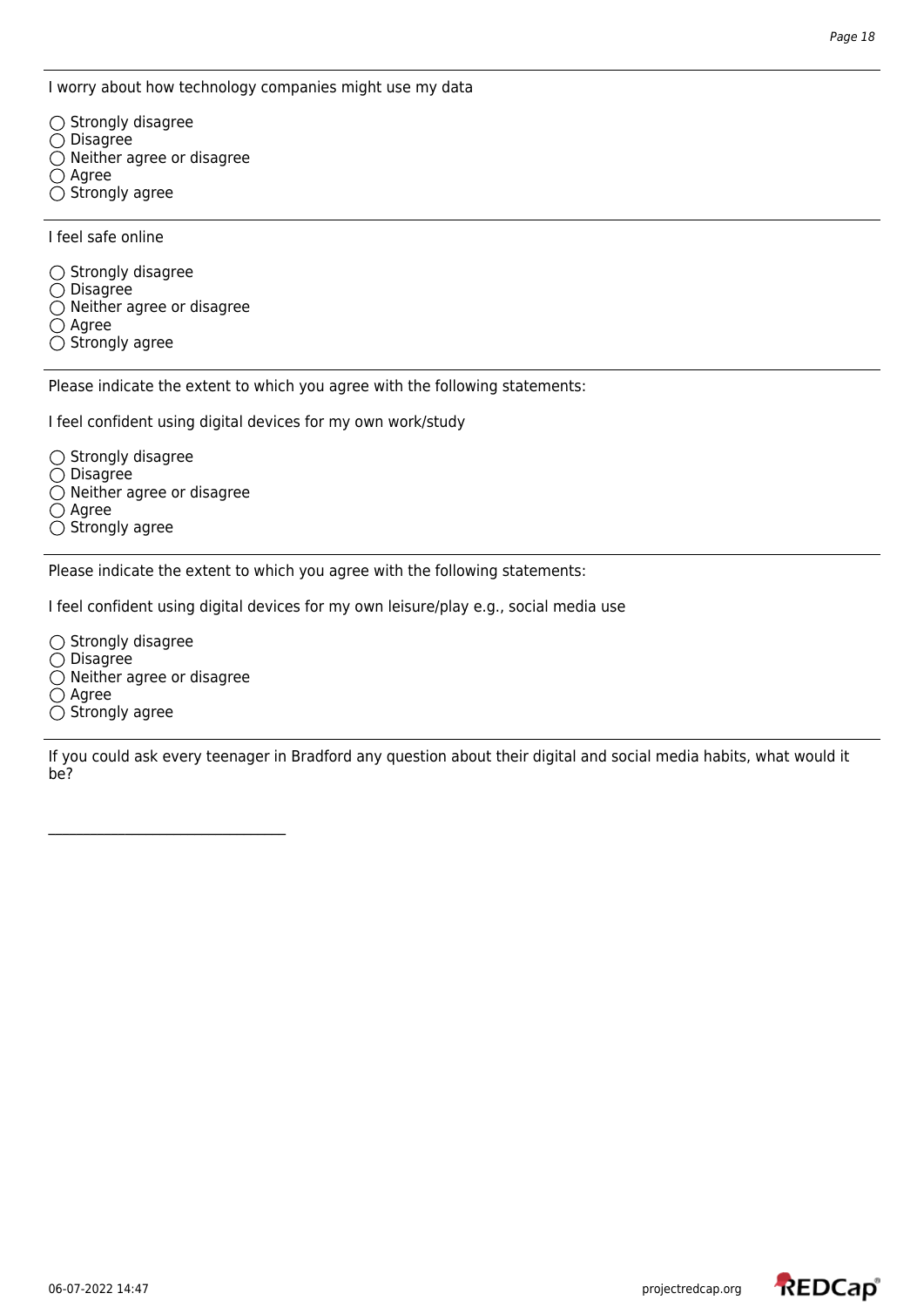I worry about how technology companies might use my data

◯ Strongly disagree
◯ Disagree
◯ Neither agree or disagree
◯ Agree
◯ Strongly agree

---

I feel safe online

◯ Strongly disagree
◯ Disagree
◯ Neither agree or disagree
◯ Agree
◯ Strongly agree

---

Please indicate the extent to which you agree with the following statements:

I feel confident using digital devices for my own work/study

◯ Strongly disagree
◯ Disagree
◯ Neither agree or disagree
◯ Agree
◯ Strongly agree

---

Please indicate the extent to which you agree with the following statements:

I feel confident using digital devices for my own leisure/play e.g., social media use

◯ Strongly disagree
◯ Disagree
◯ Neither agree or disagree
◯ Agree
◯ Strongly agree

---

If you could ask every teenager in Bradford any question about their digital and social media habits, what would it be?

__________________________________